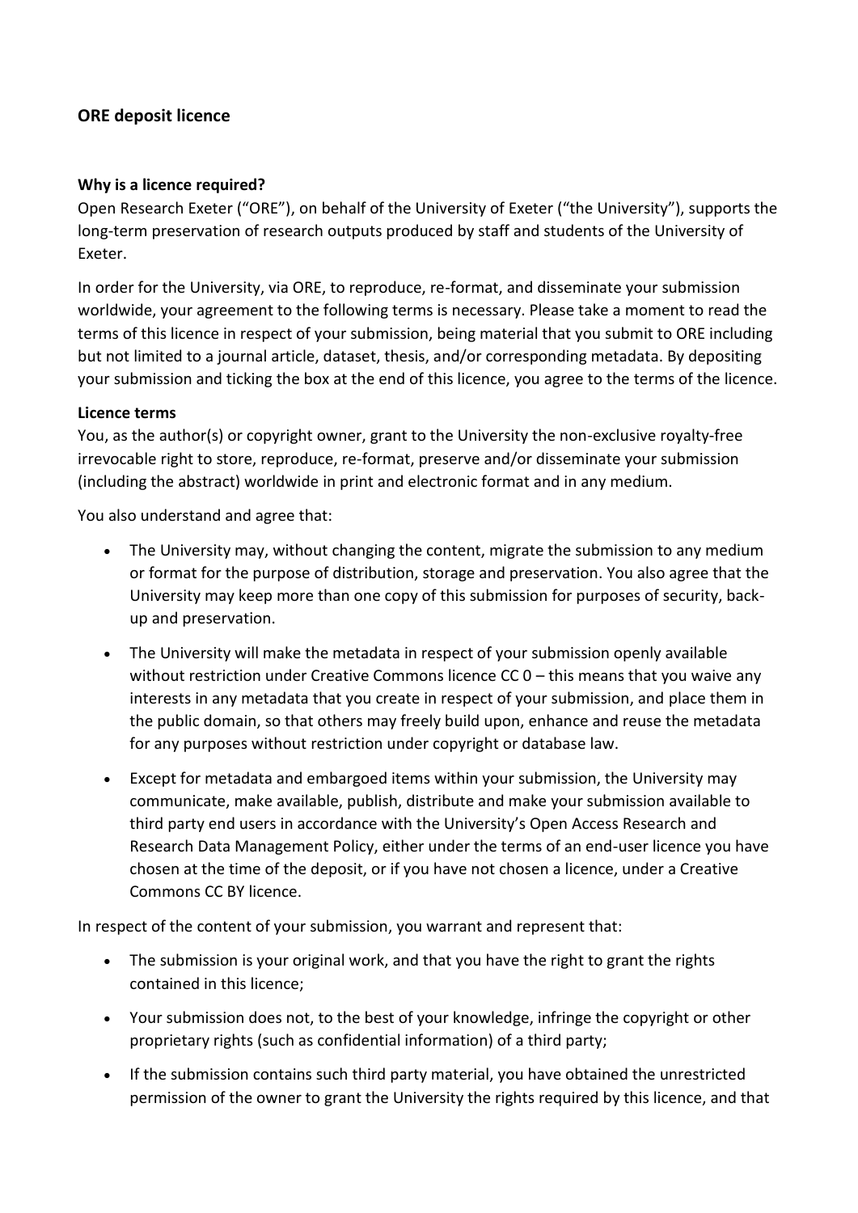## ORE deposit licence

### Why is a licence required?

Open Research Exeter ("ORE"), on behalf of the University of Exeter ("the University"), supports the long-term preservation of research outputs produced by staff and students of the University of Exeter.

In order for the University, via ORE, to reproduce, re-format, and disseminate your submission worldwide, your agreement to the following terms is necessary. Please take a moment to read the terms of this licence in respect of your submission, being material that you submit to ORE including but not limited to a journal article, dataset, thesis, and/or corresponding metadata. By depositing your submission and ticking the box at the end of this licence, you agree to the terms of the licence.

### Licence terms

You, as the author(s) or copyright owner, grant to the University the non-exclusive royalty-free irrevocable right to store, reproduce, re-format, preserve and/or disseminate your submission (including the abstract) worldwide in print and electronic format and in any medium.

You also understand and agree that:

- The University may, without changing the content, migrate the submission to any medium or format for the purpose of distribution, storage and preservation. You also agree that the University may keep more than one copy of this submission for purposes of security, back-up and preservation.
- The University will make the metadata in respect of your submission openly available without restriction under Creative Commons licence CC 0 – this means that you waive any interests in any metadata that you create in respect of your submission, and place them in the public domain, so that others may freely build upon, enhance and reuse the metadata for any purposes without restriction under copyright or database law.
- Except for metadata and embargoed items within your submission, the University may communicate, make available, publish, distribute and make your submission available to third party end users in accordance with the University's Open Access Research and Research Data Management Policy, either under the terms of an end-user licence you have chosen at the time of the deposit, or if you have not chosen a licence, under a Creative Commons CC BY licence.

In respect of the content of your submission, you warrant and represent that:

- The submission is your original work, and that you have the right to grant the rights contained in this licence;
- Your submission does not, to the best of your knowledge, infringe the copyright or other proprietary rights (such as confidential information) of a third party;
- If the submission contains such third party material, you have obtained the unrestricted permission of the owner to grant the University the rights required by this licence, and that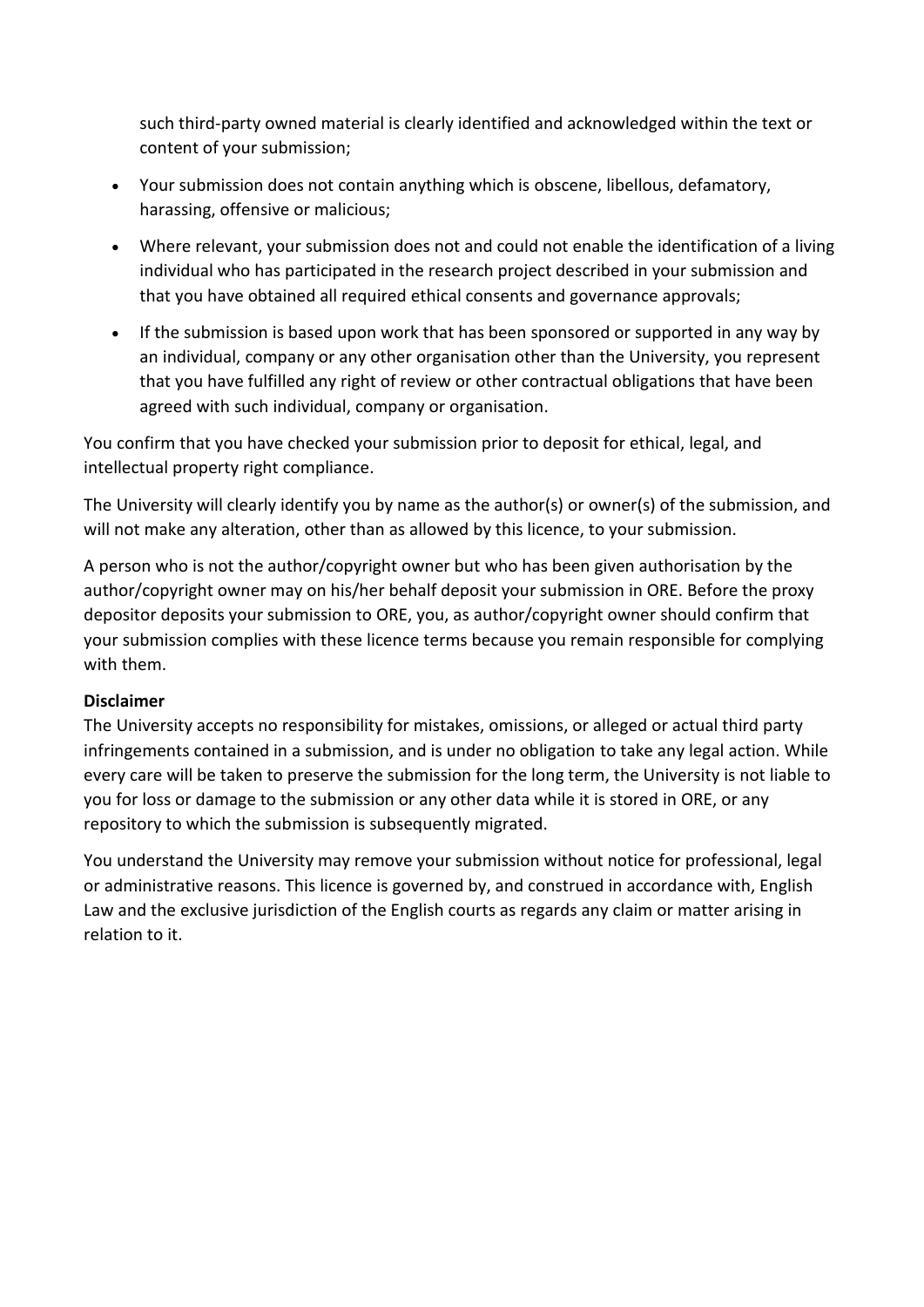such third-party owned material is clearly identified and acknowledged within the text or content of your submission;

- Your submission does not contain anything which is obscene, libellous, defamatory, harassing, offensive or malicious;
- Where relevant, your submission does not and could not enable the identification of a living individual who has participated in the research project described in your submission and that you have obtained all required ethical consents and governance approvals;
- If the submission is based upon work that has been sponsored or supported in any way by an individual, company or any other organisation other than the University, you represent that you have fulfilled any right of review or other contractual obligations that have been agreed with such individual, company or organisation.

You confirm that you have checked your submission prior to deposit for ethical, legal, and intellectual property right compliance.

The University will clearly identify you by name as the author(s) or owner(s) of the submission, and will not make any alteration, other than as allowed by this licence, to your submission.

A person who is not the author/copyright owner but who has been given authorisation by the author/copyright owner may on his/her behalf deposit your submission in ORE. Before the proxy depositor deposits your submission to ORE, you, as author/copyright owner should confirm that your submission complies with these licence terms because you remain responsible for complying with them.

**Disclaimer**

The University accepts no responsibility for mistakes, omissions, or alleged or actual third party infringements contained in a submission, and is under no obligation to take any legal action. While every care will be taken to preserve the submission for the long term, the University is not liable to you for loss or damage to the submission or any other data while it is stored in ORE, or any repository to which the submission is subsequently migrated.

You understand the University may remove your submission without notice for professional, legal or administrative reasons. This licence is governed by, and construed in accordance with, English Law and the exclusive jurisdiction of the English courts as regards any claim or matter arising in relation to it.